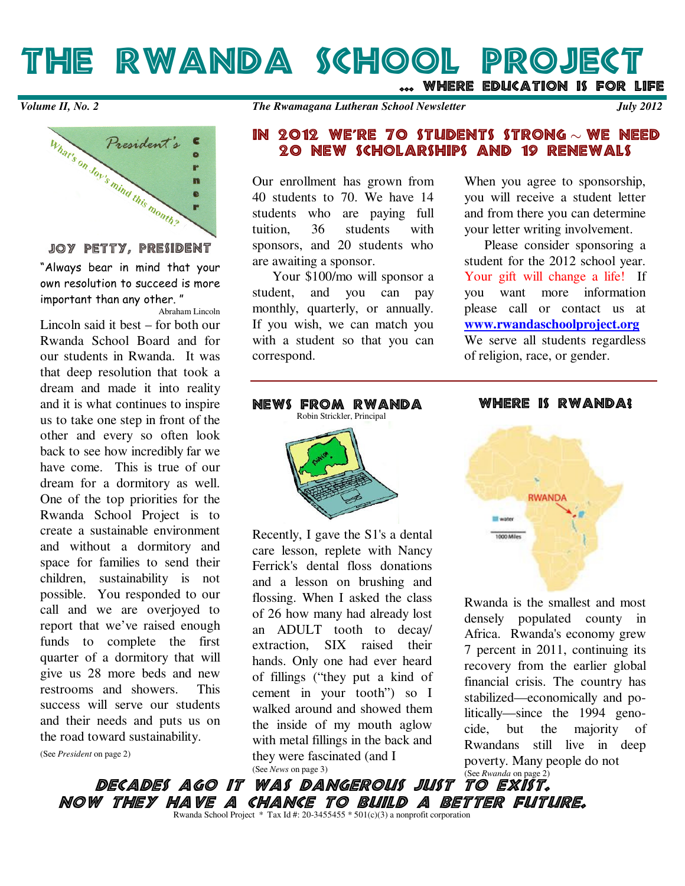# The Rwanda School Project

**… where education is for life**

*Volume II, No. 2* — *The Rwamagana Lutheran School Newsletter* — *July 2012*

## In 2012 we're 70 students strong ~ We need 20 new scholarships and 19 renewals

Our enrollment has grown from 40 students to 70. We have 14 students who are paying full tuition, 36 students with sponsors, and 20 students who are awaiting a sponsor.

Your $100/mo will sponsor a student, and you can pay monthly, quarterly, or annually. If you wish, we can match you with a student so that you can correspond.

When you agree to sponsorship, you will receive a student letter and from there you can determine your letter writing involvement.

Please consider sponsoring a student for the 2012 school year. Your gift will change a life! If you want more information please call or contact us at **www.rwandaschoolproject.org** We serve all students regardless of religion, race, or gender.

## President's Corner

*What's on Joy's mind this month?*

### Joy Petty, President

"Always bear in mind that your own resolution to succeed is more important than any other."

Abraham Lincoln

Lincoln said it best – for both our Rwanda School Board and for our students in Rwanda. It was that deep resolution that took a dream and made it into reality and it is what continues to inspire us to take one step in front of the other and every so often look back to see how incredibly far we have come. This is true of our dream for a dormitory as well. One of the top priorities for the Rwanda School Project is to create a sustainable environment and without a dormitory and space for families to send their children, sustainability is not possible. You responded to our call and we are overjoyed to report that we've raised enough funds to complete the first quarter of a dormitory that will give us 28 more beds and new restrooms and showers. This success will serve our students and their needs and puts us on the road toward sustainability.

(See *President* on page 2)

## News from Rwanda

Robin Strickler, Principal

Recently, I gave the S1's a dental care lesson, replete with Nancy Ferrick's dental floss donations and a lesson on brushing and flossing. When I asked the class of 26 how many had already lost an ADULT tooth to decay/ extraction, SIX raised their hands. Only one had ever heard of fillings ("they put a kind of cement in your tooth") so I walked around and showed them the inside of my mouth aglow with metal fillings in the back and they were fascinated (and I

(See *News* on page 3)

## Where is Rwanda?

Rwanda is the smallest and most densely populated county in Africa. Rwanda's economy grew 7 percent in 2011, continuing its recovery from the earlier global financial crisis. The country has stabilized—economically and politically—since the 1994 genocide, but the majority of Rwandans still live in deep poverty. Many people do not

(See *Rwanda* on page 2)

**Decades ago it was dangerous just to exist.**
**Now they have a chance to build a better future.**

Rwanda School Project * Tax Id #: 20-3455455 * 501(c)(3) a nonprofit corporation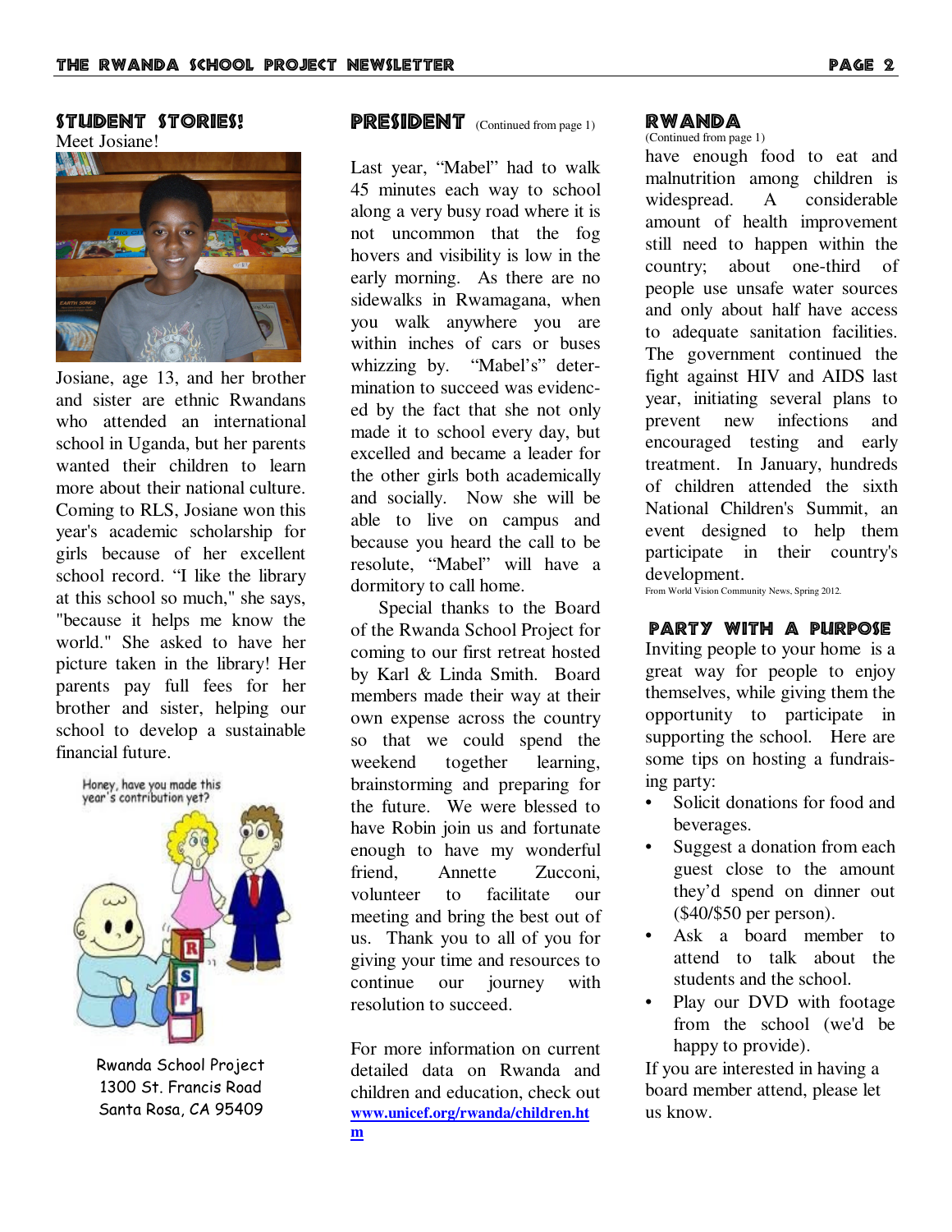## Student Stories!

Meet Josiane!

Josiane, age 13, and her brother and sister are ethnic Rwandans who attended an international school in Uganda, but her parents wanted their children to learn more about their national culture. Coming to RLS, Josiane won this year's academic scholarship for girls because of her excellent school record. "I like the library at this school so much," she says, "because it helps me know the world." She asked to have her picture taken in the library! Her parents pay full fees for her brother and sister, helping our school to develop a sustainable financial future.

Honey, have you made this year's contribution yet?

Rwanda School Project
1300 St. Francis Road
Santa Rosa, CA 95409

## President (Continued from page 1)

Last year, "Mabel" had to walk 45 minutes each way to school along a very busy road where it is not uncommon that the fog hovers and visibility is low in the early morning. As there are no sidewalks in Rwamagana, when you walk anywhere you are within inches of cars or buses whizzing by. "Mabel's" determination to succeed was evidenced by the fact that she not only made it to school every day, but excelled and became a leader for the other girls both academically and socially. Now she will be able to live on campus and because you heard the call to be resolute, "Mabel" will have a dormitory to call home.

Special thanks to the Board of the Rwanda School Project for coming to our first retreat hosted by Karl & Linda Smith. Board members made their way at their own expense across the country so that we could spend the weekend together learning, brainstorming and preparing for the future. We were blessed to have Robin join us and fortunate enough to have my wonderful friend, Annette Zucconi, volunteer to facilitate our meeting and bring the best out of us. Thank you to all of you for giving your time and resources to continue our journey with resolution to succeed.

For more information on current detailed data on Rwanda and children and education, check out **www.unicef.org/rwanda/children.htm**

## Rwanda

(Continued from page 1)

have enough food to eat and malnutrition among children is widespread. A considerable amount of health improvement still need to happen within the country; about one-third of people use unsafe water sources and only about half have access to adequate sanitation facilities. The government continued the fight against HIV and AIDS last year, initiating several plans to prevent new infections and encouraged testing and early treatment. In January, hundreds of children attended the sixth National Children's Summit, an event designed to help them participate in their country's development.

From World Vision Community News, Spring 2012.

## Party with a Purpose

Inviting people to your home is a great way for people to enjoy themselves, while giving them the opportunity to participate in supporting the school. Here are some tips on hosting a fundraising party:

- Solicit donations for food and beverages.
- Suggest a donation from each guest close to the amount they'd spend on dinner out ($40/$50 per person).
- Ask a board member to attend to talk about the students and the school.
- Play our DVD with footage from the school (we'd be happy to provide).

If you are interested in having a board member attend, please let us know.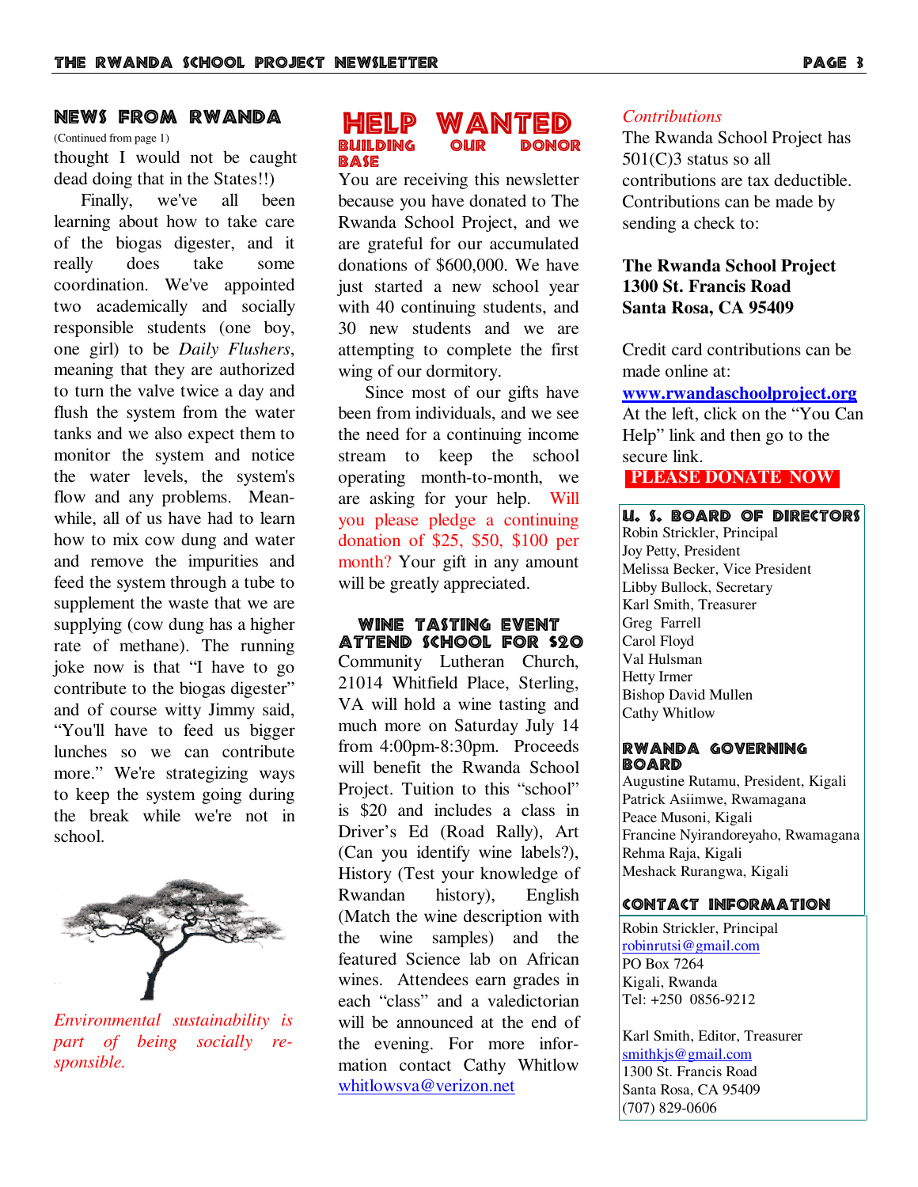## NEWS FROM RWANDA

(Continued from page 1)

thought I would not be caught dead doing that in the States!!)

Finally, we've all been learning about how to take care of the biogas digester, and it really does take some coordination. We've appointed two academically and socially responsible students (one boy, one girl) to be *Daily Flushers*, meaning that they are authorized to turn the valve twice a day and flush the system from the water tanks and we also expect them to monitor the system and notice the water levels, the system's flow and any problems. Meanwhile, all of us have had to learn how to mix cow dung and water and remove the impurities and feed the system through a tube to supplement the waste that we are supplying (cow dung has a higher rate of methane). The running joke now is that "I have to go contribute to the biogas digester" and of course witty Jimmy said, "You'll have to feed us bigger lunches so we can contribute more." We're strategizing ways to keep the system going during the break while we're not in school.

*Environmental sustainability is part of being socially responsible.*

## HELP WANTED

### BUILDING OUR DONOR BASE

You are receiving this newsletter because you have donated to The Rwanda School Project, and we are grateful for our accumulated donations of $600,000. We have just started a new school year with 40 continuing students, and 30 new students and we are attempting to complete the first wing of our dormitory.

Since most of our gifts have been from individuals, and we see the need for a continuing income stream to keep the school operating month-to-month, we are asking for your help. Will you please pledge a continuing donation of $25, $50, $100 per month? Your gift in any amount will be greatly appreciated.

### WINE TASTING EVENT
### ATTEND SCHOOL FOR $20

Community Lutheran Church, 21014 Whitfield Place, Sterling, VA will hold a wine tasting and much more on Saturday July 14 from 4:00pm-8:30pm. Proceeds will benefit the Rwanda School Project. Tuition to this "school" is $20 and includes a class in Driver's Ed (Road Rally), Art (Can you identify wine labels?), History (Test your knowledge of Rwandan history), English (Match the wine description with the wine samples) and the featured Science lab on African wines. Attendees earn grades in each "class" and a valedictorian will be announced at the end of the evening. For more information contact Cathy Whitlow whitlowsva@verizon.net

### *Contributions*

The Rwanda School Project has 501(C)3 status so all contributions are tax deductible. Contributions can be made by sending a check to:

**The Rwanda School Project**
**1300 St. Francis Road**
**Santa Rosa, CA 95409**

Credit card contributions can be made online at:
**www.rwandaschoolproject.org**
At the left, click on the "You Can Help" link and then go to the secure link.

**PLEASE DONATE NOW**

### U. S. BOARD OF DIRECTORS

Robin Strickler, Principal
Joy Petty, President
Melissa Becker, Vice President
Libby Bullock, Secretary
Karl Smith, Treasurer
Greg Farrell
Carol Floyd
Val Hulsman
Hetty Irmer
Bishop David Mullen
Cathy Whitlow

### RWANDA GOVERNING BOARD

Augustine Rutamu, President, Kigali
Patrick Asiimwe, Rwamagana
Peace Musoni, Kigali
Francine Nyirandoreyaho, Rwamagana
Rehma Raja, Kigali
Meshack Rurangwa, Kigali

### CONTACT INFORMATION

Robin Strickler, Principal
robinrutsi@gmail.com
PO Box 7264
Kigali, Rwanda
Tel: +250 0856-9212

Karl Smith, Editor, Treasurer
smithkjs@gmail.com
1300 St. Francis Road
Santa Rosa, CA 95409
(707) 829-0606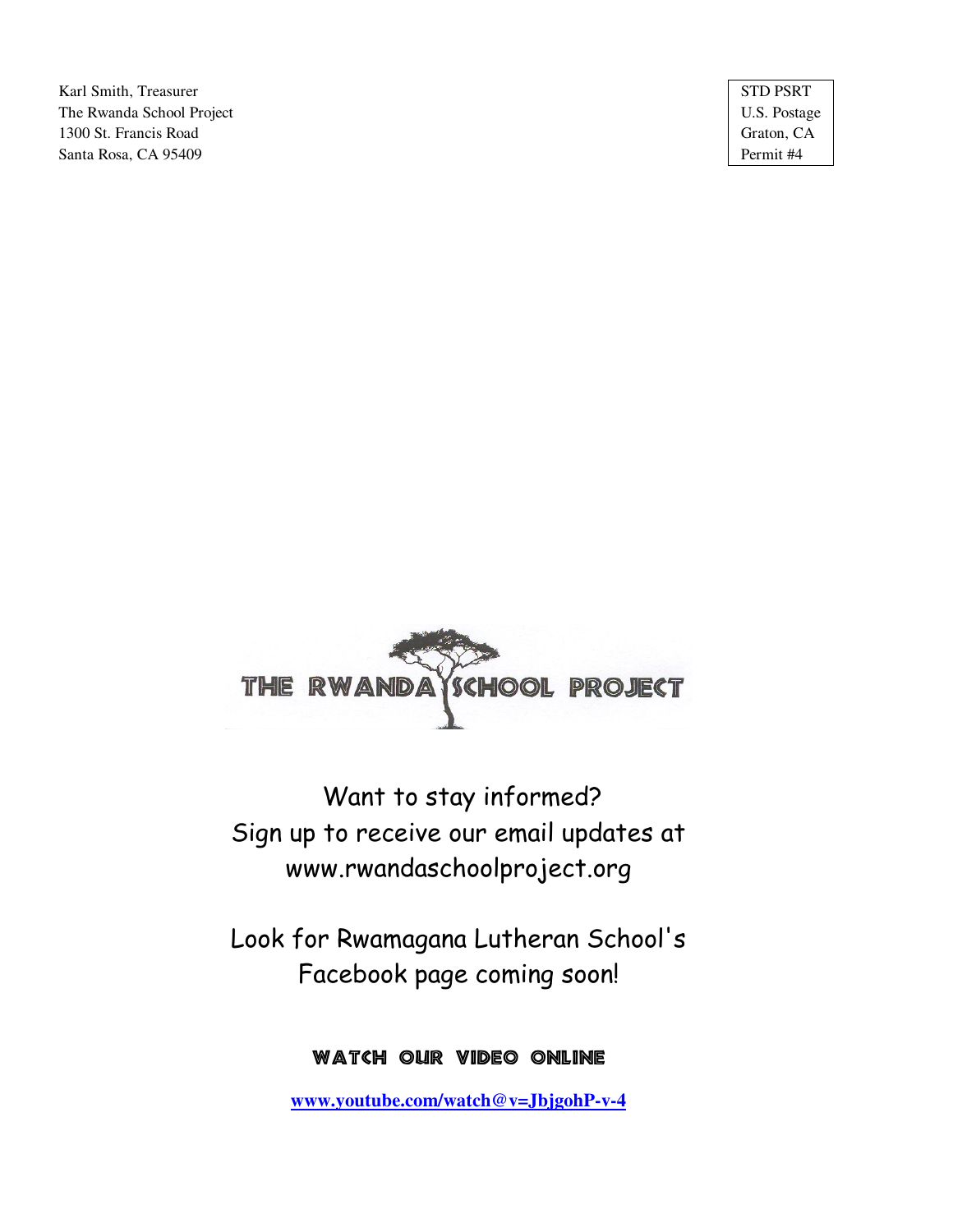Karl Smith, Treasurer
The Rwanda School Project
1300 St. Francis Road
Santa Rosa, CA 95409

STD PSRT
U.S. Postage
Graton, CA
Permit #4

THE RWANDA SCHOOL PROJECT

Want to stay informed?
Sign up to receive our email updates at
www.rwandaschoolproject.org

Look for Rwamagana Lutheran School's
Facebook page coming soon!

**WATCH OUR VIDEO ONLINE**

**www.youtube.com/watch@v=JbjgohP-v-4**